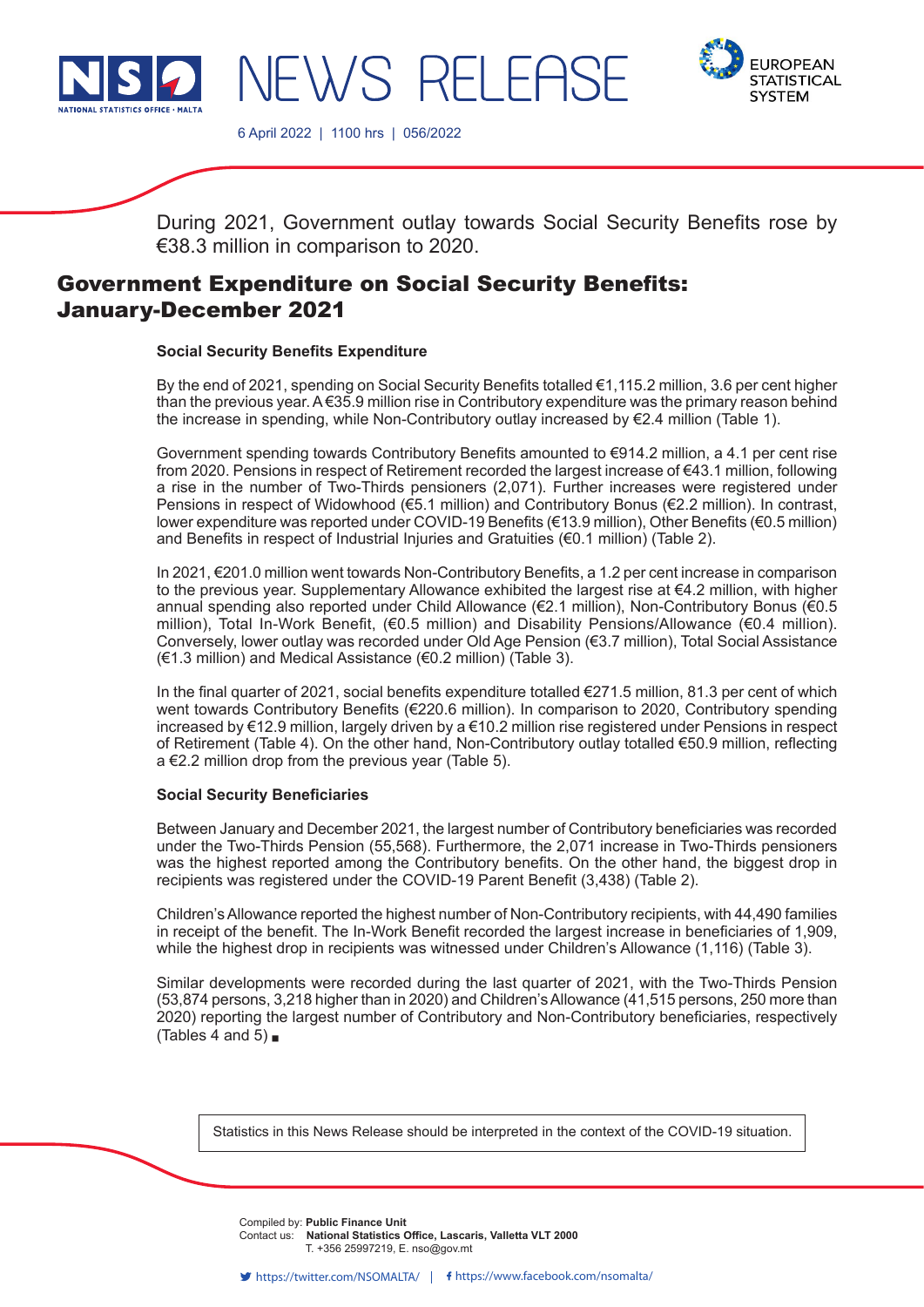NEWS RELEASE

6 April 2022 | 1100 hrs | 056/2022

During 2021, Government outlay towards Social Security Benefits rose by €38.3 million in comparison to 2020.

# Government Expenditure on Social Security Benefits: January-December 2021

**Social Security Benefits Expenditure**

By the end of 2021, spending on Social Security Benefits totalled €1,115.2 million, 3.6 per cent higher than the previous year. A €35.9 million rise in Contributory expenditure was the primary reason behind the increase in spending, while Non-Contributory outlay increased by €2.4 million (Table 1).

Government spending towards Contributory Benefits amounted to €914.2 million, a 4.1 per cent rise from 2020. Pensions in respect of Retirement recorded the largest increase of €43.1 million, following a rise in the number of Two-Thirds pensioners (2,071). Further increases were registered under Pensions in respect of Widowhood (€5.1 million) and Contributory Bonus (€2.2 million). In contrast, lower expenditure was reported under COVID-19 Benefits (€13.9 million), Other Benefits (€0.5 million) and Benefits in respect of Industrial Injuries and Gratuities (€0.1 million) (Table 2).

In 2021, €201.0 million went towards Non-Contributory Benefits, a 1.2 per cent increase in comparison to the previous year. Supplementary Allowance exhibited the largest rise at €4.2 million, with higher annual spending also reported under Child Allowance (€2.1 million), Non-Contributory Bonus (€0.5 million), Total In-Work Benefit, (€0.5 million) and Disability Pensions/Allowance (€0.4 million). Conversely, lower outlay was recorded under Old Age Pension (€3.7 million), Total Social Assistance (€1.3 million) and Medical Assistance (€0.2 million) (Table 3).

In the final quarter of 2021, social benefits expenditure totalled €271.5 million, 81.3 per cent of which went towards Contributory Benefits (€220.6 million). In comparison to 2020, Contributory spending increased by €12.9 million, largely driven by a €10.2 million rise registered under Pensions in respect of Retirement (Table 4). On the other hand, Non-Contributory outlay totalled €50.9 million, reflecting a €2.2 million drop from the previous year (Table 5).

**Social Security Beneficiaries**

Between January and December 2021, the largest number of Contributory beneficiaries was recorded under the Two-Thirds Pension (55,568). Furthermore, the 2,071 increase in Two-Thirds pensioners was the highest reported among the Contributory benefits. On the other hand, the biggest drop in recipients was registered under the COVID-19 Parent Benefit (3,438) (Table 2).

Children's Allowance reported the highest number of Non-Contributory recipients, with 44,490 families in receipt of the benefit. The In-Work Benefit recorded the largest increase in beneficiaries of 1,909, while the highest drop in recipients was witnessed under Children's Allowance (1,116) (Table 3).

Similar developments were recorded during the last quarter of 2021, with the Two-Thirds Pension (53,874 persons, 3,218 higher than in 2020) and Children's Allowance (41,515 persons, 250 more than 2020) reporting the largest number of Contributory and Non-Contributory beneficiaries, respectively (Tables 4 and 5) ■

Statistics in this News Release should be interpreted in the context of the COVID-19 situation.

Compiled by: **Public Finance Unit**
Contact us: **National Statistics Office, Lascaris, Valletta VLT 2000**
T. +356 25997219, E. nso@gov.mt

https://twitter.com/NSOMALTA/ | https://www.facebook.com/nsomalta/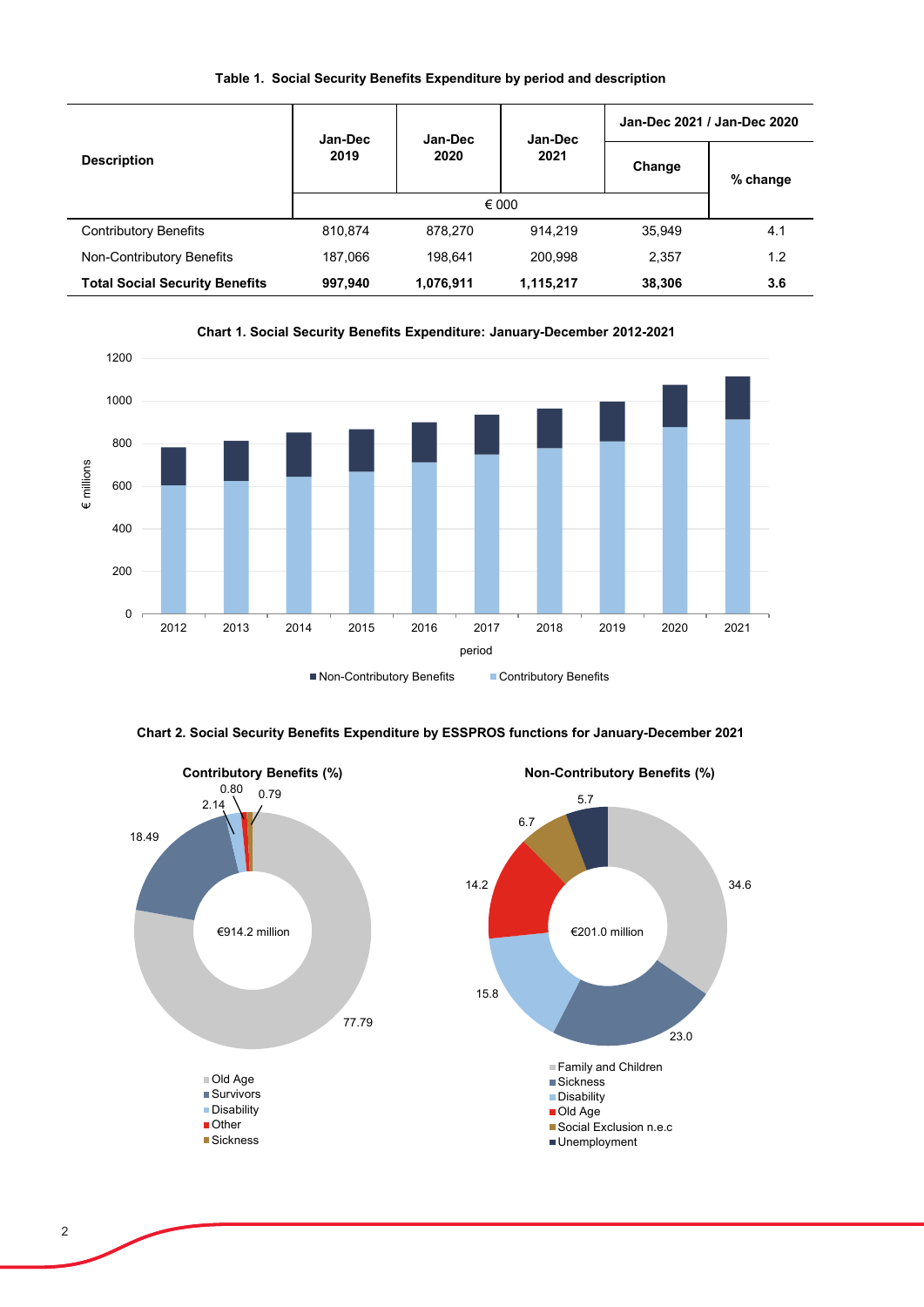**Table 1. Social Security Benefits Expenditure by period and description**

| Description | Jan-Dec 2019 | Jan-Dec 2020 | Jan-Dec 2021 | Jan-Dec 2021 / Jan-Dec 2020 | |
|---|---|---|---|---|---|
| | | | | Change | % change |
| | € 000 | | | | |
| Contributory Benefits | 810,874 | 878,270 | 914,219 | 35,949 | 4.1 |
| Non-Contributory Benefits | 187,066 | 198,641 | 200,998 | 2,357 | 1.2 |
| **Total Social Security Benefits** | **997,940** | **1,076,911** | **1,115,217** | **38,306** | **3.6** |

**Chart 1. Social Security Benefits Expenditure: January-December 2012-2021**

€ millions

period

■ Non-Contributory Benefits ■ Contributory Benefits

**Chart 2. Social Security Benefits Expenditure by ESSPROS functions for January-December 2021**

**Contributory Benefits (%)**

€914.2 million

| Function | % |
|---|---|
| Old Age | 77.79 |
| Survivors | 18.49 |
| Disability | 2.14 |
| Other | 0.80 |
| Sickness | 0.79 |

**Non-Contributory Benefits (%)**

€201.0 million

| Function | % |
|---|---|
| Family and Children | 34.6 |
| Sickness | 23.0 |
| Disability | 15.8 |
| Old Age | 14.2 |
| Social Exclusion n.e.c | 6.7 |
| Unemployment | 5.7 |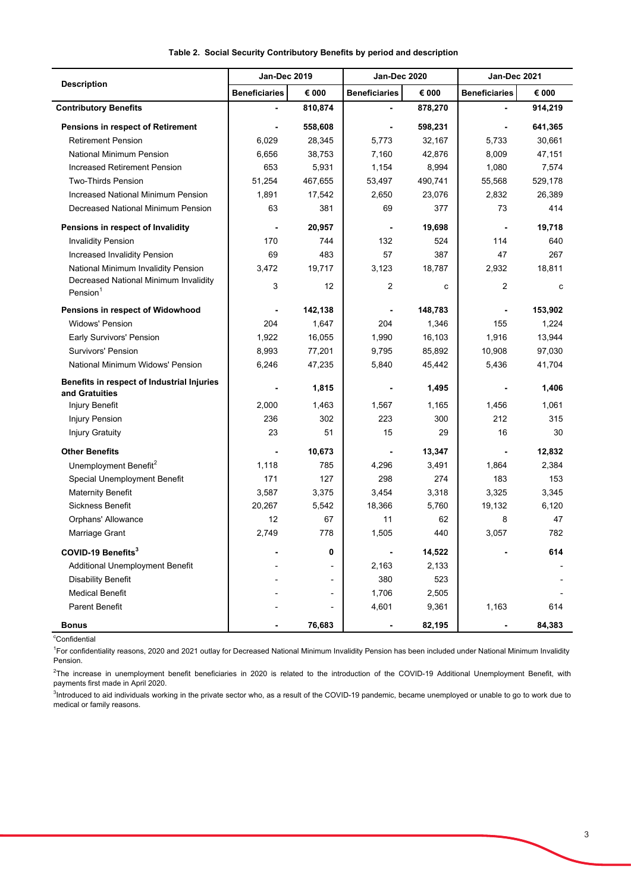**Table 2. Social Security Contributory Benefits by period and description**

| Description | Jan-Dec 2019 | | Jan-Dec 2020 | | Jan-Dec 2021 | |
|---|---|---|---|---|---|---|
| | Beneficiaries | € 000 | Beneficiaries | € 000 | Beneficiaries | € 000 |
| **Contributory Benefits** | - | **810,874** | - | **878,270** | - | **914,219** |
| **Pensions in respect of Retirement** | - | **558,608** | - | **598,231** | - | **641,365** |
| Retirement Pension | 6,029 | 28,345 | 5,773 | 32,167 | 5,733 | 30,661 |
| National Minimum Pension | 6,656 | 38,753 | 7,160 | 42,876 | 8,009 | 47,151 |
| Increased Retirement Pension | 653 | 5,931 | 1,154 | 8,994 | 1,080 | 7,574 |
| Two-Thirds Pension | 51,254 | 467,655 | 53,497 | 490,741 | 55,568 | 529,178 |
| Increased National Minimum Pension | 1,891 | 17,542 | 2,650 | 23,076 | 2,832 | 26,389 |
| Decreased National Minimum Pension | 63 | 381 | 69 | 377 | 73 | 414 |
| **Pensions in respect of Invalidity** | - | **20,957** | - | **19,698** | - | **19,718** |
| Invalidity Pension | 170 | 744 | 132 | 524 | 114 | 640 |
| Increased Invalidity Pension | 69 | 483 | 57 | 387 | 47 | 267 |
| National Minimum Invalidity Pension | 3,472 | 19,717 | 3,123 | 18,787 | 2,932 | 18,811 |
| Decreased National Minimum Invalidity Pension[1] | 3 | 12 | 2 | c | 2 | c |
| **Pensions in respect of Widowhood** | - | **142,138** | - | **148,783** | - | **153,902** |
| Widows' Pension | 204 | 1,647 | 204 | 1,346 | 155 | 1,224 |
| Early Survivors' Pension | 1,922 | 16,055 | 1,990 | 16,103 | 1,916 | 13,944 |
| Survivors' Pension | 8,993 | 77,201 | 9,795 | 85,892 | 10,908 | 97,030 |
| National Minimum Widows' Pension | 6,246 | 47,235 | 5,840 | 45,442 | 5,436 | 41,704 |
| **Benefits in respect of Industrial Injuries and Gratuities** | - | **1,815** | - | **1,495** | - | **1,406** |
| Injury Benefit | 2,000 | 1,463 | 1,567 | 1,165 | 1,456 | 1,061 |
| Injury Pension | 236 | 302 | 223 | 300 | 212 | 315 |
| Injury Gratuity | 23 | 51 | 15 | 29 | 16 | 30 |
| **Other Benefits** | - | **10,673** | - | **13,347** | - | **12,832** |
| Unemployment Benefit[2] | 1,118 | 785 | 4,296 | 3,491 | 1,864 | 2,384 |
| Special Unemployment Benefit | 171 | 127 | 298 | 274 | 183 | 153 |
| Maternity Benefit | 3,587 | 3,375 | 3,454 | 3,318 | 3,325 | 3,345 |
| Sickness Benefit | 20,267 | 5,542 | 18,366 | 5,760 | 19,132 | 6,120 |
| Orphans' Allowance | 12 | 67 | 11 | 62 | 8 | 47 |
| Marriage Grant | 2,749 | 778 | 1,505 | 440 | 3,057 | 782 |
| **COVID-19 Benefits[3]** | - | **0** | - | **14,522** | - | **614** |
| Additional Unemployment Benefit | - | - | 2,163 | 2,133 | | - |
| Disability Benefit | - | - | 380 | 523 | | - |
| Medical Benefit | - | - | 1,706 | 2,505 | | - |
| Parent Benefit | - | - | 4,601 | 9,361 | 1,163 | 614 |
| **Bonus** | - | **76,683** | - | **82,195** | - | **84,383** |

[c]Confidential

[1]For confidentiality reasons, 2020 and 2021 outlay for Decreased National Minimum Invalidity Pension has been included under National Minimum Invalidity Pension.

[2]The increase in unemployment benefit beneficiaries in 2020 is related to the introduction of the COVID-19 Additional Unemployment Benefit, with payments first made in April 2020.

[3]Introduced to aid individuals working in the private sector who, as a result of the COVID-19 pandemic, became unemployed or unable to go to work due to medical or family reasons.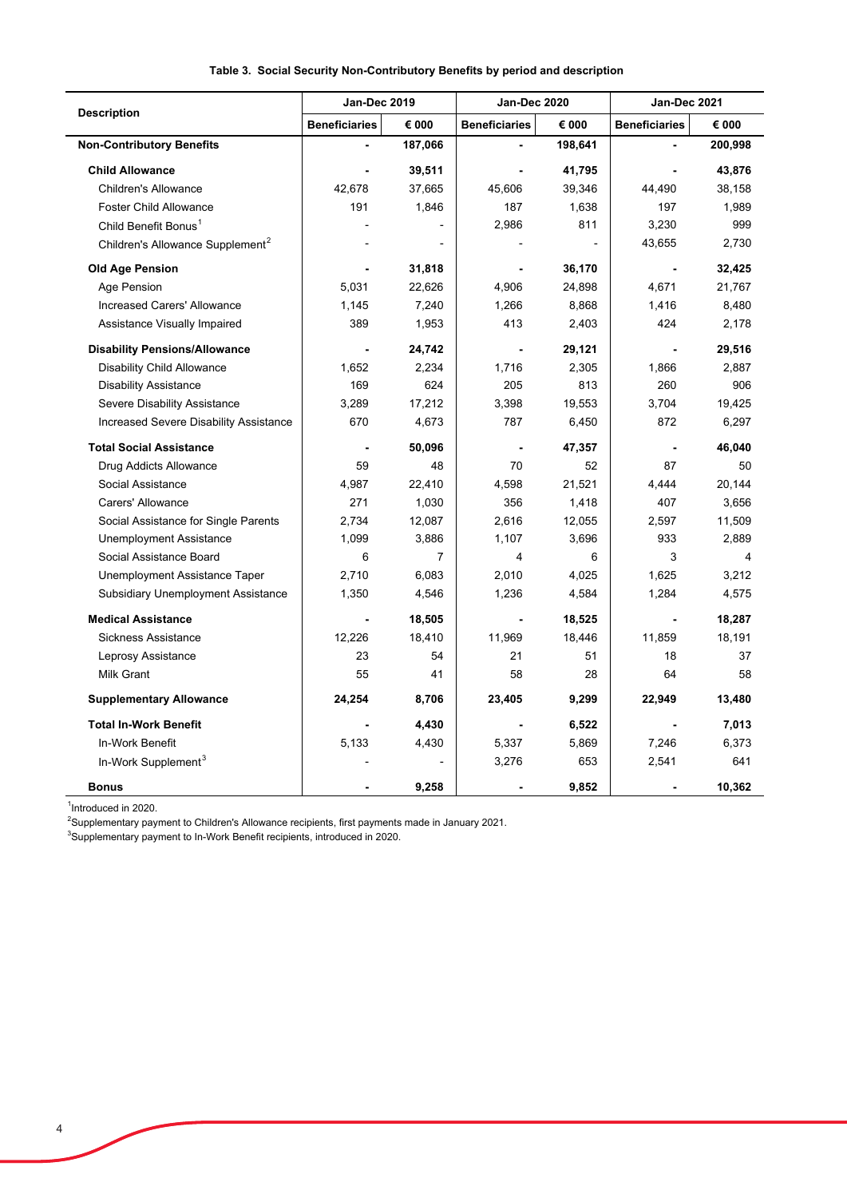**Table 3. Social Security Non-Contributory Benefits by period and description**

| Description | Jan-Dec 2019 | | Jan-Dec 2020 | | Jan-Dec 2021 | |
|---|---|---|---|---|---|---|
| | Beneficiaries | € 000 | Beneficiaries | € 000 | Beneficiaries | € 000 |
| **Non-Contributory Benefits** | **-** | **187,066** | **-** | **198,641** | **-** | **200,998** |
| **Child Allowance** | **-** | **39,511** | **-** | **41,795** | **-** | **43,876** |
| Children's Allowance | 42,678 | 37,665 | 45,606 | 39,346 | 44,490 | 38,158 |
| Foster Child Allowance | 191 | 1,846 | 187 | 1,638 | 197 | 1,989 |
| Child Benefit Bonus[1] | - | - | 2,986 | 811 | 3,230 | 999 |
| Children's Allowance Supplement[2] | - | - | - | - | 43,655 | 2,730 |
| **Old Age Pension** | **-** | **31,818** | **-** | **36,170** | **-** | **32,425** |
| Age Pension | 5,031 | 22,626 | 4,906 | 24,898 | 4,671 | 21,767 |
| Increased Carers' Allowance | 1,145 | 7,240 | 1,266 | 8,868 | 1,416 | 8,480 |
| Assistance Visually Impaired | 389 | 1,953 | 413 | 2,403 | 424 | 2,178 |
| **Disability Pensions/Allowance** | **-** | **24,742** | **-** | **29,121** | **-** | **29,516** |
| Disability Child Allowance | 1,652 | 2,234 | 1,716 | 2,305 | 1,866 | 2,887 |
| Disability Assistance | 169 | 624 | 205 | 813 | 260 | 906 |
| Severe Disability Assistance | 3,289 | 17,212 | 3,398 | 19,553 | 3,704 | 19,425 |
| Increased Severe Disability Assistance | 670 | 4,673 | 787 | 6,450 | 872 | 6,297 |
| **Total Social Assistance** | **-** | **50,096** | **-** | **47,357** | **-** | **46,040** |
| Drug Addicts Allowance | 59 | 48 | 70 | 52 | 87 | 50 |
| Social Assistance | 4,987 | 22,410 | 4,598 | 21,521 | 4,444 | 20,144 |
| Carers' Allowance | 271 | 1,030 | 356 | 1,418 | 407 | 3,656 |
| Social Assistance for Single Parents | 2,734 | 12,087 | 2,616 | 12,055 | 2,597 | 11,509 |
| Unemployment Assistance | 1,099 | 3,886 | 1,107 | 3,696 | 933 | 2,889 |
| Social Assistance Board | 6 | 7 | 4 | 6 | 3 | 4 |
| Unemployment Assistance Taper | 2,710 | 6,083 | 2,010 | 4,025 | 1,625 | 3,212 |
| Subsidiary Unemployment Assistance | 1,350 | 4,546 | 1,236 | 4,584 | 1,284 | 4,575 |
| **Medical Assistance** | **-** | **18,505** | **-** | **18,525** | **-** | **18,287** |
| Sickness Assistance | 12,226 | 18,410 | 11,969 | 18,446 | 11,859 | 18,191 |
| Leprosy Assistance | 23 | 54 | 21 | 51 | 18 | 37 |
| Milk Grant | 55 | 41 | 58 | 28 | 64 | 58 |
| **Supplementary Allowance** | **24,254** | **8,706** | **23,405** | **9,299** | **22,949** | **13,480** |
| **Total In-Work Benefit** | **-** | **4,430** | **-** | **6,522** | **-** | **7,013** |
| In-Work Benefit | 5,133 | 4,430 | 5,337 | 5,869 | 7,246 | 6,373 |
| In-Work Supplement[3] | - | - | 3,276 | 653 | 2,541 | 641 |
| **Bonus** | **-** | **9,258** | **-** | **9,852** | **-** | **10,362** |

[1]Introduced in 2020.

[2]Supplementary payment to Children's Allowance recipients, first payments made in January 2021.

[3]Supplementary payment to In-Work Benefit recipients, introduced in 2020.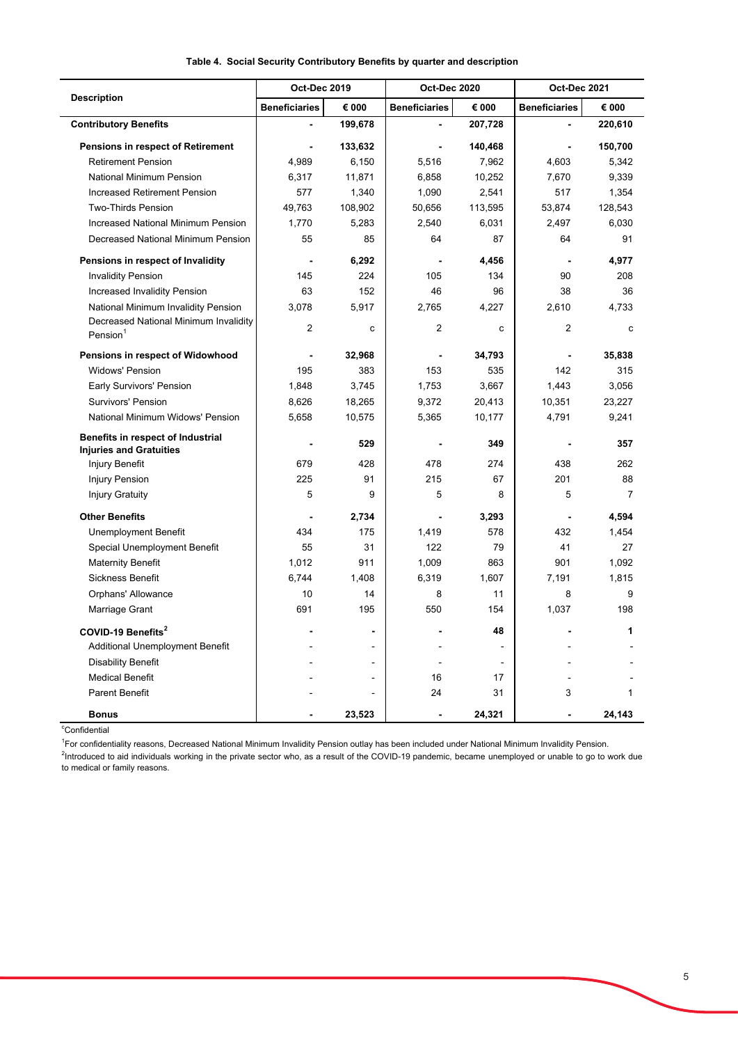**Table 4. Social Security Contributory Benefits by quarter and description**

| Description | Oct-Dec 2019 | | Oct-Dec 2020 | | Oct-Dec 2021 | |
|---|---|---|---|---|---|---|
| | Beneficiaries | € 000 | Beneficiaries | € 000 | Beneficiaries | € 000 |
| **Contributory Benefits** | **-** | **199,678** | **-** | **207,728** | **-** | **220,610** |
| **Pensions in respect of Retirement** | **-** | **133,632** | **-** | **140,468** | **-** | **150,700** |
| Retirement Pension | 4,989 | 6,150 | 5,516 | 7,962 | 4,603 | 5,342 |
| National Minimum Pension | 6,317 | 11,871 | 6,858 | 10,252 | 7,670 | 9,339 |
| Increased Retirement Pension | 577 | 1,340 | 1,090 | 2,541 | 517 | 1,354 |
| Two-Thirds Pension | 49,763 | 108,902 | 50,656 | 113,595 | 53,874 | 128,543 |
| Increased National Minimum Pension | 1,770 | 5,283 | 2,540 | 6,031 | 2,497 | 6,030 |
| Decreased National Minimum Pension | 55 | 85 | 64 | 87 | 64 | 91 |
| **Pensions in respect of Invalidity** | **-** | **6,292** | **-** | **4,456** | **-** | **4,977** |
| Invalidity Pension | 145 | 224 | 105 | 134 | 90 | 208 |
| Increased Invalidity Pension | 63 | 152 | 46 | 96 | 38 | 36 |
| National Minimum Invalidity Pension | 3,078 | 5,917 | 2,765 | 4,227 | 2,610 | 4,733 |
| Decreased National Minimum Invalidity Pension[1] | 2 | c | 2 | c | 2 | c |
| **Pensions in respect of Widowhood** | **-** | **32,968** | **-** | **34,793** | **-** | **35,838** |
| Widows' Pension | 195 | 383 | 153 | 535 | 142 | 315 |
| Early Survivors' Pension | 1,848 | 3,745 | 1,753 | 3,667 | 1,443 | 3,056 |
| Survivors' Pension | 8,626 | 18,265 | 9,372 | 20,413 | 10,351 | 23,227 |
| National Minimum Widows' Pension | 5,658 | 10,575 | 5,365 | 10,177 | 4,791 | 9,241 |
| **Benefits in respect of Industrial Injuries and Gratuities** | **-** | **529** | **-** | **349** | **-** | **357** |
| Injury Benefit | 679 | 428 | 478 | 274 | 438 | 262 |
| Injury Pension | 225 | 91 | 215 | 67 | 201 | 88 |
| Injury Gratuity | 5 | 9 | 5 | 8 | 5 | 7 |
| **Other Benefits** | **-** | **2,734** | **-** | **3,293** | **-** | **4,594** |
| Unemployment Benefit | 434 | 175 | 1,419 | 578 | 432 | 1,454 |
| Special Unemployment Benefit | 55 | 31 | 122 | 79 | 41 | 27 |
| Maternity Benefit | 1,012 | 911 | 1,009 | 863 | 901 | 1,092 |
| Sickness Benefit | 6,744 | 1,408 | 6,319 | 1,607 | 7,191 | 1,815 |
| Orphans' Allowance | 10 | 14 | 8 | 11 | 8 | 9 |
| Marriage Grant | 691 | 195 | 550 | 154 | 1,037 | 198 |
| **COVID-19 Benefits[2]** | **-** | **-** | **-** | **48** | **-** | **1** |
| Additional Unemployment Benefit | - | - | - | - | - | - |
| Disability Benefit | - | - | - | - | - | - |
| Medical Benefit | - | - | 16 | 17 | - | - |
| Parent Benefit | - | - | 24 | 31 | 3 | 1 |
| **Bonus** | **-** | **23,523** | **-** | **24,321** | **-** | **24,143** |

[c]Confidential

[1]For confidentiality reasons, Decreased National Minimum Invalidity Pension outlay has been included under National Minimum Invalidity Pension.

[2]Introduced to aid individuals working in the private sector who, as a result of the COVID-19 pandemic, became unemployed or unable to go to work due to medical or family reasons.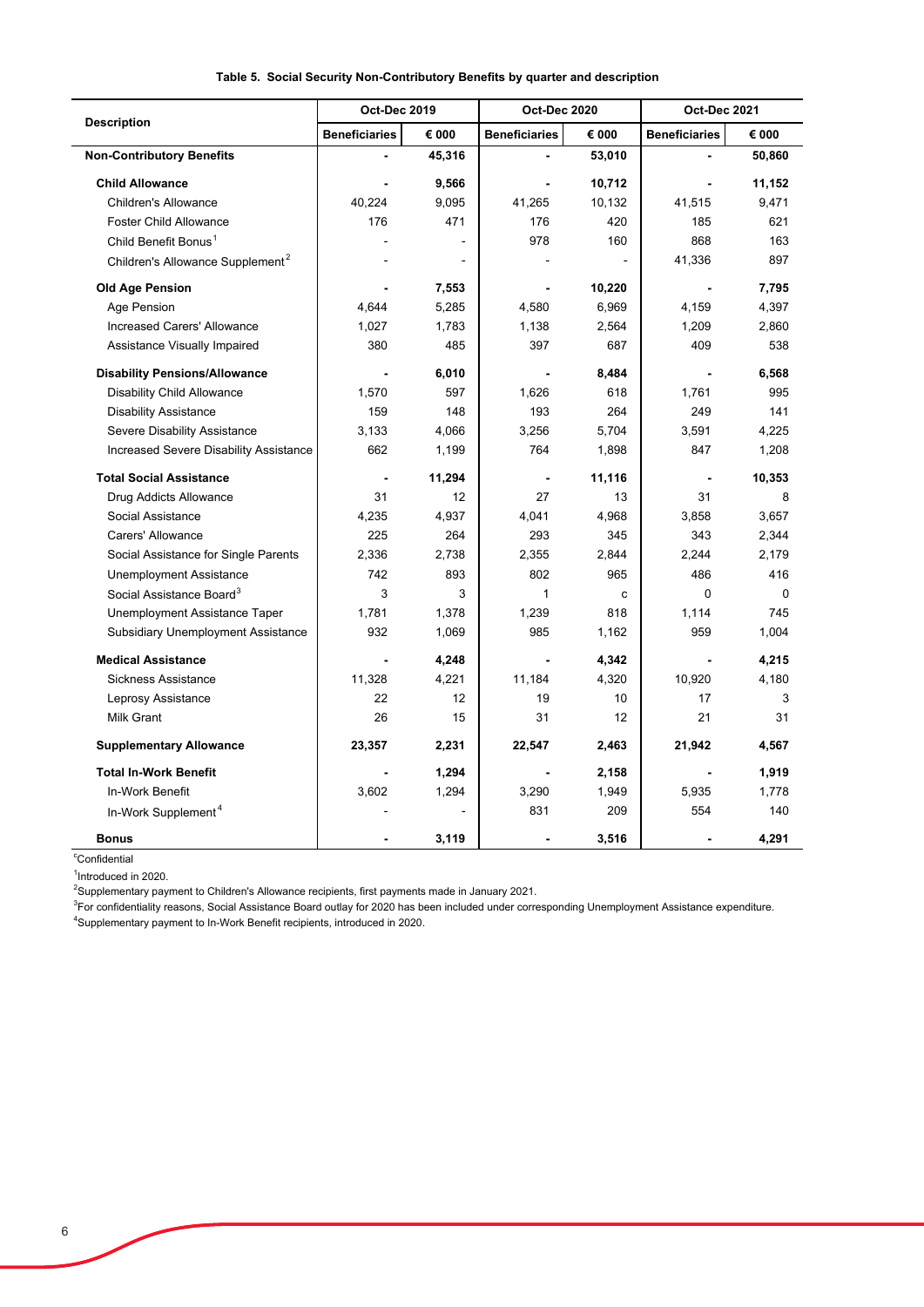**Table 5. Social Security Non-Contributory Benefits by quarter and description**

| Description | Oct-Dec 2019 | | Oct-Dec 2020 | | Oct-Dec 2021 | |
|---|---|---|---|---|---|---|
| | Beneficiaries | € 000 | Beneficiaries | € 000 | Beneficiaries | € 000 |
| **Non-Contributory Benefits** | **-** | **45,316** | **-** | **53,010** | **-** | **50,860** |
| **Child Allowance** | **-** | **9,566** | **-** | **10,712** | **-** | **11,152** |
| Children's Allowance | 40,224 | 9,095 | 41,265 | 10,132 | 41,515 | 9,471 |
| Foster Child Allowance | 176 | 471 | 176 | 420 | 185 | 621 |
| Child Benefit Bonus[1] | - | - | 978 | 160 | 868 | 163 |
| Children's Allowance Supplement[2] | - | - | - | - | 41,336 | 897 |
| **Old Age Pension** | **-** | **7,553** | **-** | **10,220** | **-** | **7,795** |
| Age Pension | 4,644 | 5,285 | 4,580 | 6,969 | 4,159 | 4,397 |
| Increased Carers' Allowance | 1,027 | 1,783 | 1,138 | 2,564 | 1,209 | 2,860 |
| Assistance Visually Impaired | 380 | 485 | 397 | 687 | 409 | 538 |
| **Disability Pensions/Allowance** | **-** | **6,010** | **-** | **8,484** | **-** | **6,568** |
| Disability Child Allowance | 1,570 | 597 | 1,626 | 618 | 1,761 | 995 |
| Disability Assistance | 159 | 148 | 193 | 264 | 249 | 141 |
| Severe Disability Assistance | 3,133 | 4,066 | 3,256 | 5,704 | 3,591 | 4,225 |
| Increased Severe Disability Assistance | 662 | 1,199 | 764 | 1,898 | 847 | 1,208 |
| **Total Social Assistance** | **-** | **11,294** | **-** | **11,116** | **-** | **10,353** |
| Drug Addicts Allowance | 31 | 12 | 27 | 13 | 31 | 8 |
| Social Assistance | 4,235 | 4,937 | 4,041 | 4,968 | 3,858 | 3,657 |
| Carers' Allowance | 225 | 264 | 293 | 345 | 343 | 2,344 |
| Social Assistance for Single Parents | 2,336 | 2,738 | 2,355 | 2,844 | 2,244 | 2,179 |
| Unemployment Assistance | 742 | 893 | 802 | 965 | 486 | 416 |
| Social Assistance Board[3] | 3 | 3 | 1 | c | 0 | 0 |
| Unemployment Assistance Taper | 1,781 | 1,378 | 1,239 | 818 | 1,114 | 745 |
| Subsidiary Unemployment Assistance | 932 | 1,069 | 985 | 1,162 | 959 | 1,004 |
| **Medical Assistance** | **-** | **4,248** | **-** | **4,342** | **-** | **4,215** |
| Sickness Assistance | 11,328 | 4,221 | 11,184 | 4,320 | 10,920 | 4,180 |
| Leprosy Assistance | 22 | 12 | 19 | 10 | 17 | 3 |
| Milk Grant | 26 | 15 | 31 | 12 | 21 | 31 |
| **Supplementary Allowance** | **23,357** | **2,231** | **22,547** | **2,463** | **21,942** | **4,567** |
| **Total In-Work Benefit** | **-** | **1,294** | **-** | **2,158** | **-** | **1,919** |
| In-Work Benefit | 3,602 | 1,294 | 3,290 | 1,949 | 5,935 | 1,778 |
| In-Work Supplement[4] | - | - | 831 | 209 | 554 | 140 |
| **Bonus** | **-** | **3,119** | **-** | **3,516** | **-** | **4,291** |

[c]Confidential

[1]Introduced in 2020.

[2]Supplementary payment to Children's Allowance recipients, first payments made in January 2021.

[3]For confidentiality reasons, Social Assistance Board outlay for 2020 has been included under corresponding Unemployment Assistance expenditure.

[4]Supplementary payment to In-Work Benefit recipients, introduced in 2020.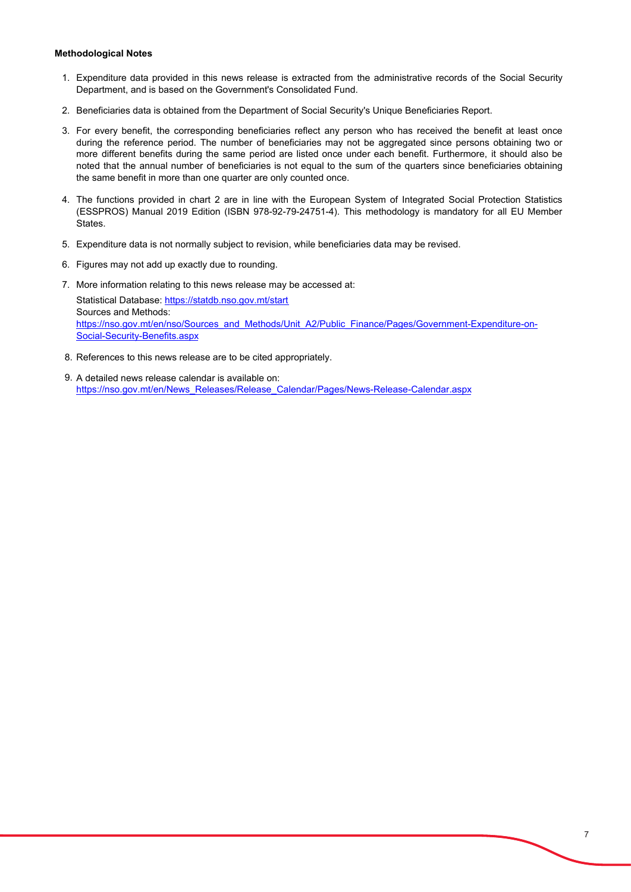**Methodological Notes**

1. Expenditure data provided in this news release is extracted from the administrative records of the Social Security Department, and is based on the Government's Consolidated Fund.

2. Beneficiaries data is obtained from the Department of Social Security's Unique Beneficiaries Report.

3. For every benefit, the corresponding beneficiaries reflect any person who has received the benefit at least once during the reference period. The number of beneficiaries may not be aggregated since persons obtaining two or more different benefits during the same period are listed once under each benefit. Furthermore, it should also be noted that the annual number of beneficiaries is not equal to the sum of the quarters since beneficiaries obtaining the same benefit in more than one quarter are only counted once.

4. The functions provided in chart 2 are in line with the European System of Integrated Social Protection Statistics (ESSPROS) Manual 2019 Edition (ISBN 978-92-79-24751-4). This methodology is mandatory for all EU Member States.

5. Expenditure data is not normally subject to revision, while beneficiaries data may be revised.

6. Figures may not add up exactly due to rounding.

7. More information relating to this news release may be accessed at:
   Statistical Database: https://statdb.nso.gov.mt/start
   Sources and Methods:
   https://nso.gov.mt/en/nso/Sources_and_Methods/Unit_A2/Public_Finance/Pages/Government-Expenditure-on-Social-Security-Benefits.aspx

8. References to this news release are to be cited appropriately.

9. A detailed news release calendar is available on:
   https://nso.gov.mt/en/News_Releases/Release_Calendar/Pages/News-Release-Calendar.aspx